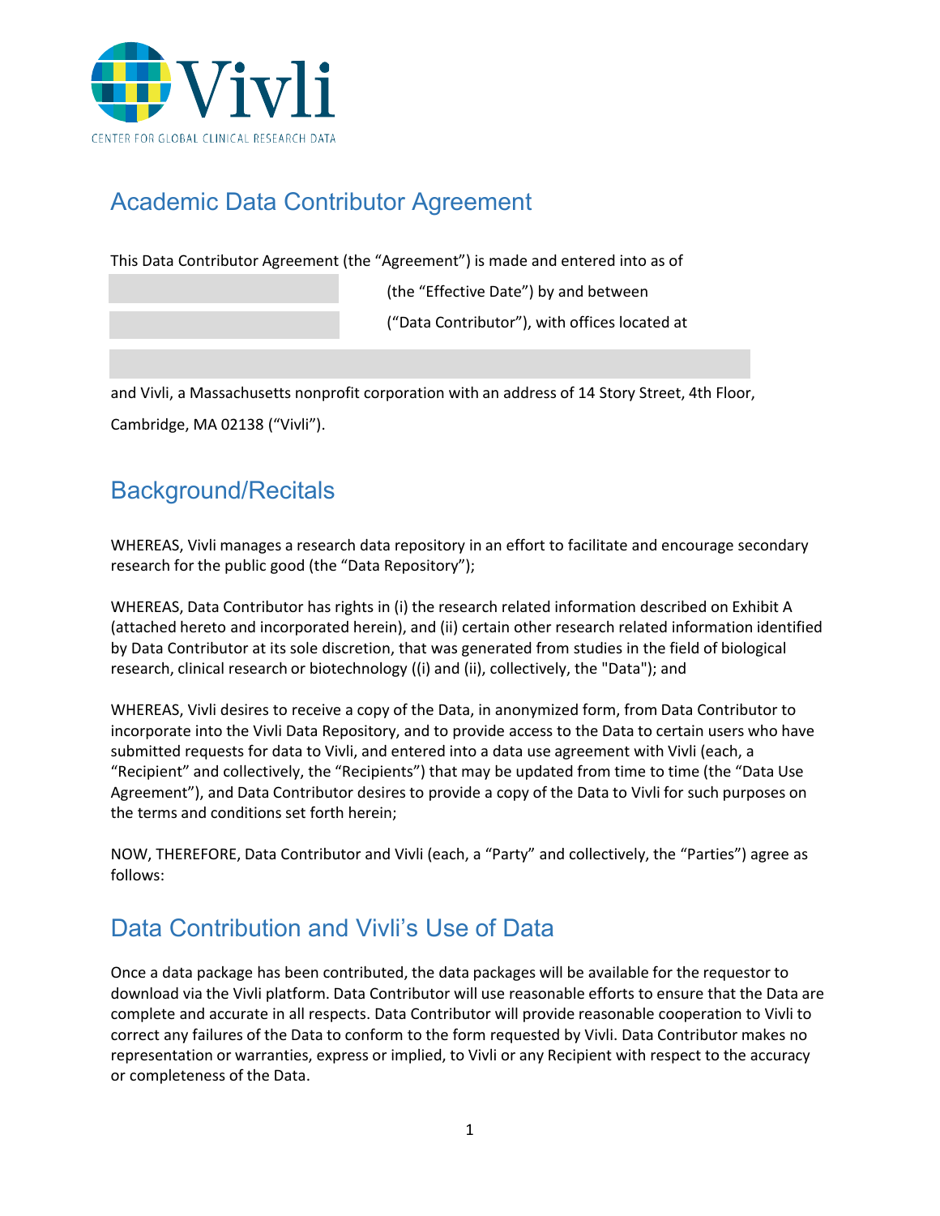Vivli

CENTER FOR GLOBAL CLINICAL RESEARCH DATA

# Academic Data Contributor Agreement

This Data Contributor Agreement (the "Agreement") is made and entered into as of

\_\_\_\_\_\_\_\_\_\_\_\_\_\_\_\_\_\_\_\_ (the "Effective Date") by and between

\_\_\_\_\_\_\_\_\_\_\_\_\_\_\_\_\_\_\_\_ ("Data Contributor"), with offices located at

\_\_\_\_\_\_\_\_\_\_\_\_\_\_\_\_\_\_\_\_\_\_\_\_\_\_\_\_\_\_\_\_\_\_\_\_\_\_\_\_

and Vivli, a Massachusetts nonprofit corporation with an address of 14 Story Street, 4th Floor, Cambridge, MA 02138 ("Vivli").

## Background/Recitals

WHEREAS, Vivli manages a research data repository in an effort to facilitate and encourage secondary research for the public good (the "Data Repository");

WHEREAS, Data Contributor has rights in (i) the research related information described on Exhibit A (attached hereto and incorporated herein), and (ii) certain other research related information identified by Data Contributor at its sole discretion, that was generated from studies in the field of biological research, clinical research or biotechnology ((i) and (ii), collectively, the "Data"); and

WHEREAS, Vivli desires to receive a copy of the Data, in anonymized form, from Data Contributor to incorporate into the Vivli Data Repository, and to provide access to the Data to certain users who have submitted requests for data to Vivli, and entered into a data use agreement with Vivli (each, a "Recipient" and collectively, the "Recipients") that may be updated from time to time (the "Data Use Agreement"), and Data Contributor desires to provide a copy of the Data to Vivli for such purposes on the terms and conditions set forth herein;

NOW, THEREFORE, Data Contributor and Vivli (each, a "Party" and collectively, the "Parties") agree as follows:

## Data Contribution and Vivli's Use of Data

Once a data package has been contributed, the data packages will be available for the requestor to download via the Vivli platform. Data Contributor will use reasonable efforts to ensure that the Data are complete and accurate in all respects. Data Contributor will provide reasonable cooperation to Vivli to correct any failures of the Data to conform to the form requested by Vivli. Data Contributor makes no representation or warranties, express or implied, to Vivli or any Recipient with respect to the accuracy or completeness of the Data.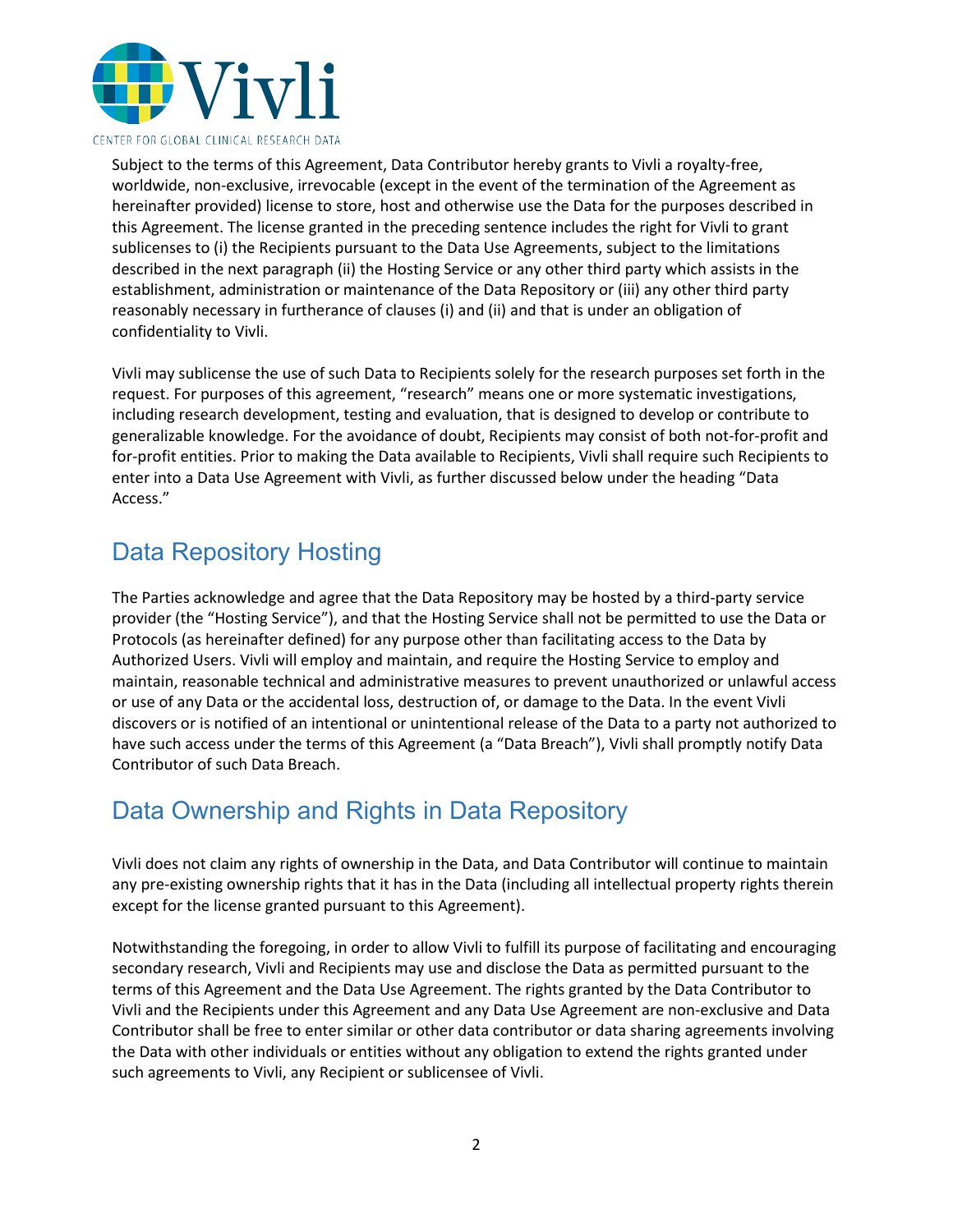Subject to the terms of this Agreement, Data Contributor hereby grants to Vivli a royalty-free, worldwide, non-exclusive, irrevocable (except in the event of the termination of the Agreement as hereinafter provided) license to store, host and otherwise use the Data for the purposes described in this Agreement. The license granted in the preceding sentence includes the right for Vivli to grant sublicenses to (i) the Recipients pursuant to the Data Use Agreements, subject to the limitations described in the next paragraph (ii) the Hosting Service or any other third party which assists in the establishment, administration or maintenance of the Data Repository or (iii) any other third party reasonably necessary in furtherance of clauses (i) and (ii) and that is under an obligation of confidentiality to Vivli.

Vivli may sublicense the use of such Data to Recipients solely for the research purposes set forth in the request. For purposes of this agreement, "research" means one or more systematic investigations, including research development, testing and evaluation, that is designed to develop or contribute to generalizable knowledge. For the avoidance of doubt, Recipients may consist of both not-for-profit and for-profit entities. Prior to making the Data available to Recipients, Vivli shall require such Recipients to enter into a Data Use Agreement with Vivli, as further discussed below under the heading "Data Access."

## Data Repository Hosting

The Parties acknowledge and agree that the Data Repository may be hosted by a third-party service provider (the "Hosting Service"), and that the Hosting Service shall not be permitted to use the Data or Protocols (as hereinafter defined) for any purpose other than facilitating access to the Data by Authorized Users. Vivli will employ and maintain, and require the Hosting Service to employ and maintain, reasonable technical and administrative measures to prevent unauthorized or unlawful access or use of any Data or the accidental loss, destruction of, or damage to the Data. In the event Vivli discovers or is notified of an intentional or unintentional release of the Data to a party not authorized to have such access under the terms of this Agreement (a "Data Breach"), Vivli shall promptly notify Data Contributor of such Data Breach.

## Data Ownership and Rights in Data Repository

Vivli does not claim any rights of ownership in the Data, and Data Contributor will continue to maintain any pre-existing ownership rights that it has in the Data (including all intellectual property rights therein except for the license granted pursuant to this Agreement).

Notwithstanding the foregoing, in order to allow Vivli to fulfill its purpose of facilitating and encouraging secondary research, Vivli and Recipients may use and disclose the Data as permitted pursuant to the terms of this Agreement and the Data Use Agreement. The rights granted by the Data Contributor to Vivli and the Recipients under this Agreement and any Data Use Agreement are non-exclusive and Data Contributor shall be free to enter similar or other data contributor or data sharing agreements involving the Data with other individuals or entities without any obligation to extend the rights granted under such agreements to Vivli, any Recipient or sublicensee of Vivli.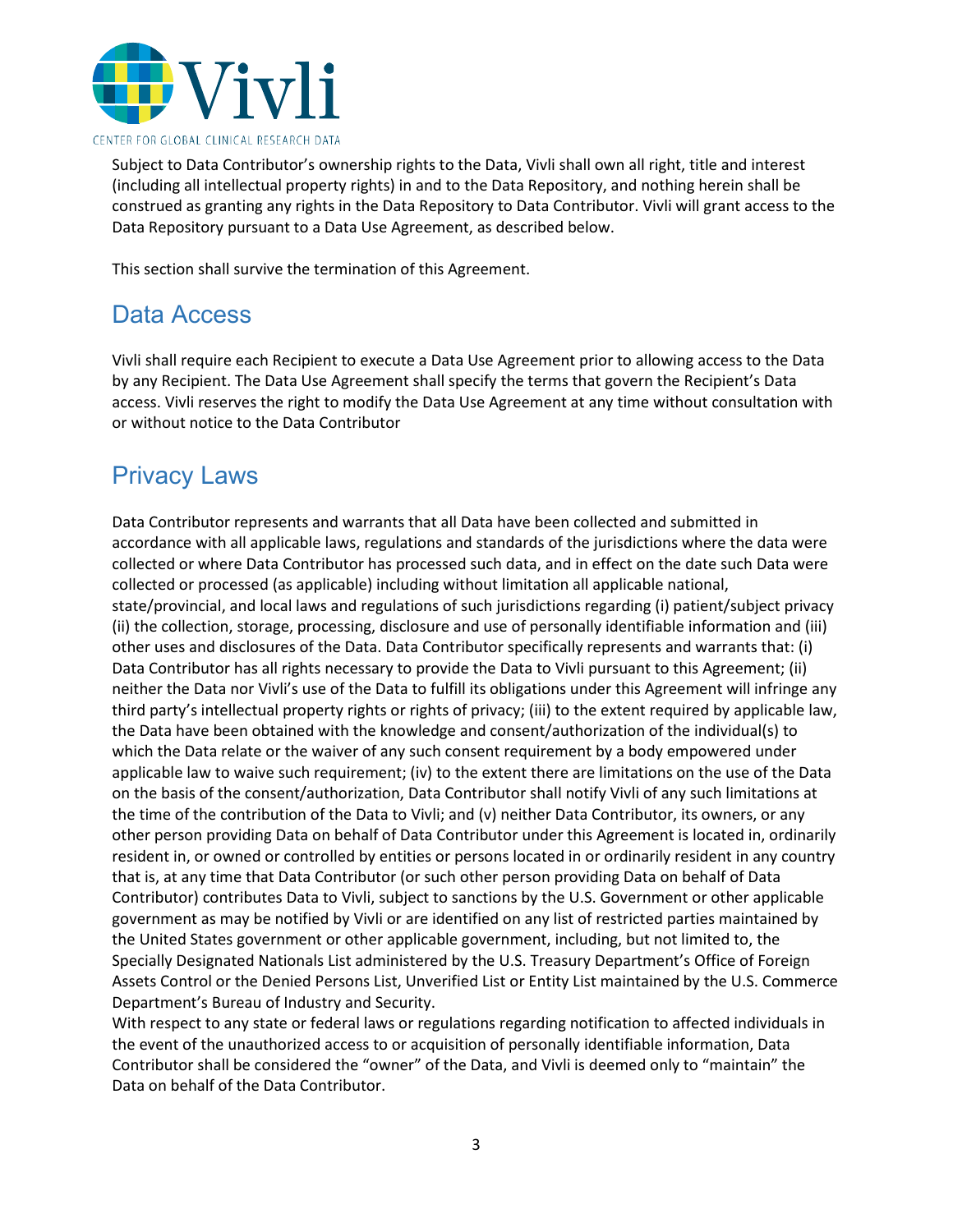Subject to Data Contributor's ownership rights to the Data, Vivli shall own all right, title and interest (including all intellectual property rights) in and to the Data Repository, and nothing herein shall be construed as granting any rights in the Data Repository to Data Contributor. Vivli will grant access to the Data Repository pursuant to a Data Use Agreement, as described below.

This section shall survive the termination of this Agreement.

## Data Access

Vivli shall require each Recipient to execute a Data Use Agreement prior to allowing access to the Data by any Recipient. The Data Use Agreement shall specify the terms that govern the Recipient's Data access. Vivli reserves the right to modify the Data Use Agreement at any time without consultation with or without notice to the Data Contributor

## Privacy Laws

Data Contributor represents and warrants that all Data have been collected and submitted in accordance with all applicable laws, regulations and standards of the jurisdictions where the data were collected or where Data Contributor has processed such data, and in effect on the date such Data were collected or processed (as applicable) including without limitation all applicable national, state/provincial, and local laws and regulations of such jurisdictions regarding (i) patient/subject privacy (ii) the collection, storage, processing, disclosure and use of personally identifiable information and (iii) other uses and disclosures of the Data. Data Contributor specifically represents and warrants that: (i) Data Contributor has all rights necessary to provide the Data to Vivli pursuant to this Agreement; (ii) neither the Data nor Vivli's use of the Data to fulfill its obligations under this Agreement will infringe any third party's intellectual property rights or rights of privacy; (iii) to the extent required by applicable law, the Data have been obtained with the knowledge and consent/authorization of the individual(s) to which the Data relate or the waiver of any such consent requirement by a body empowered under applicable law to waive such requirement; (iv) to the extent there are limitations on the use of the Data on the basis of the consent/authorization, Data Contributor shall notify Vivli of any such limitations at the time of the contribution of the Data to Vivli; and (v) neither Data Contributor, its owners, or any other person providing Data on behalf of Data Contributor under this Agreement is located in, ordinarily resident in, or owned or controlled by entities or persons located in or ordinarily resident in any country that is, at any time that Data Contributor (or such other person providing Data on behalf of Data Contributor) contributes Data to Vivli, subject to sanctions by the U.S. Government or other applicable government as may be notified by Vivli or are identified on any list of restricted parties maintained by the United States government or other applicable government, including, but not limited to, the Specially Designated Nationals List administered by the U.S. Treasury Department's Office of Foreign Assets Control or the Denied Persons List, Unverified List or Entity List maintained by the U.S. Commerce Department's Bureau of Industry and Security.

With respect to any state or federal laws or regulations regarding notification to affected individuals in the event of the unauthorized access to or acquisition of personally identifiable information, Data Contributor shall be considered the "owner" of the Data, and Vivli is deemed only to "maintain" the Data on behalf of the Data Contributor.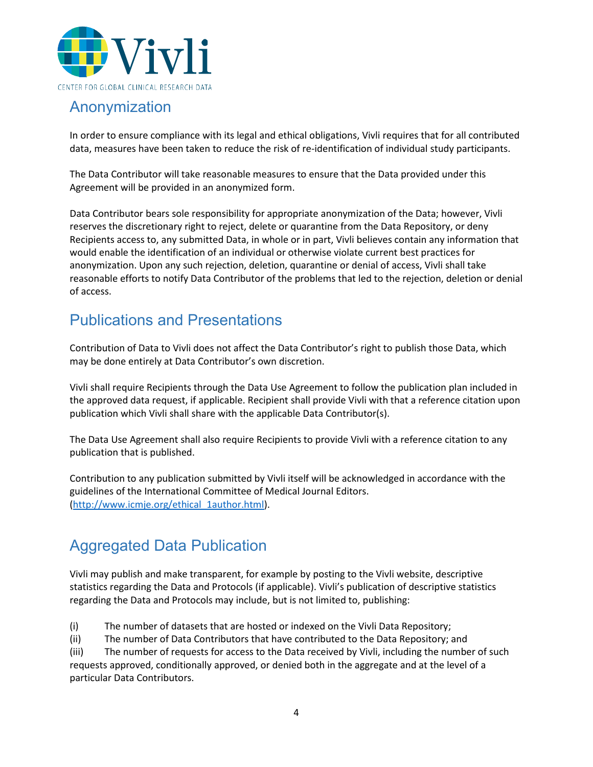## Anonymization

In order to ensure compliance with its legal and ethical obligations, Vivli requires that for all contributed data, measures have been taken to reduce the risk of re-identification of individual study participants.

The Data Contributor will take reasonable measures to ensure that the Data provided under this Agreement will be provided in an anonymized form.

Data Contributor bears sole responsibility for appropriate anonymization of the Data; however, Vivli reserves the discretionary right to reject, delete or quarantine from the Data Repository, or deny Recipients access to, any submitted Data, in whole or in part, Vivli believes contain any information that would enable the identification of an individual or otherwise violate current best practices for anonymization. Upon any such rejection, deletion, quarantine or denial of access, Vivli shall take reasonable efforts to notify Data Contributor of the problems that led to the rejection, deletion or denial of access.

## Publications and Presentations

Contribution of Data to Vivli does not affect the Data Contributor's right to publish those Data, which may be done entirely at Data Contributor's own discretion.

Vivli shall require Recipients through the Data Use Agreement to follow the publication plan included in the approved data request, if applicable. Recipient shall provide Vivli with that a reference citation upon publication which Vivli shall share with the applicable Data Contributor(s).

The Data Use Agreement shall also require Recipients to provide Vivli with a reference citation to any publication that is published.

Contribution to any publication submitted by Vivli itself will be acknowledged in accordance with the guidelines of the International Committee of Medical Journal Editors. (http://www.icmje.org/ethical_1author.html).

## Aggregated Data Publication

Vivli may publish and make transparent, for example by posting to the Vivli website, descriptive statistics regarding the Data and Protocols (if applicable). Vivli's publication of descriptive statistics regarding the Data and Protocols may include, but is not limited to, publishing:

(i) The number of datasets that are hosted or indexed on the Vivli Data Repository;
(ii) The number of Data Contributors that have contributed to the Data Repository; and
(iii) The number of requests for access to the Data received by Vivli, including the number of such requests approved, conditionally approved, or denied both in the aggregate and at the level of a particular Data Contributors.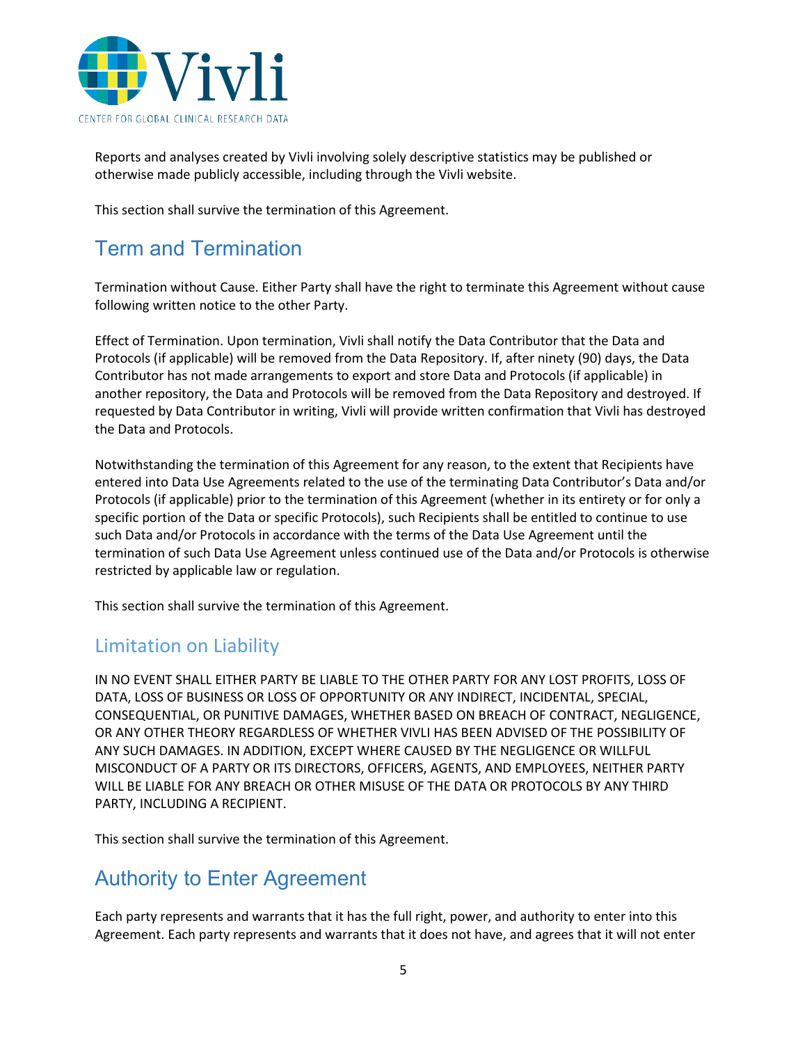Reports and analyses created by Vivli involving solely descriptive statistics may be published or otherwise made publicly accessible, including through the Vivli website.

This section shall survive the termination of this Agreement.

## Term and Termination

Termination without Cause. Either Party shall have the right to terminate this Agreement without cause following written notice to the other Party.

Effect of Termination. Upon termination, Vivli shall notify the Data Contributor that the Data and Protocols (if applicable) will be removed from the Data Repository. If, after ninety (90) days, the Data Contributor has not made arrangements to export and store Data and Protocols (if applicable) in another repository, the Data and Protocols will be removed from the Data Repository and destroyed. If requested by Data Contributor in writing, Vivli will provide written confirmation that Vivli has destroyed the Data and Protocols.

Notwithstanding the termination of this Agreement for any reason, to the extent that Recipients have entered into Data Use Agreements related to the use of the terminating Data Contributor's Data and/or Protocols (if applicable) prior to the termination of this Agreement (whether in its entirety or for only a specific portion of the Data or specific Protocols), such Recipients shall be entitled to continue to use such Data and/or Protocols in accordance with the terms of the Data Use Agreement until the termination of such Data Use Agreement unless continued use of the Data and/or Protocols is otherwise restricted by applicable law or regulation.

This section shall survive the termination of this Agreement.

### Limitation on Liability

IN NO EVENT SHALL EITHER PARTY BE LIABLE TO THE OTHER PARTY FOR ANY LOST PROFITS, LOSS OF DATA, LOSS OF BUSINESS OR LOSS OF OPPORTUNITY OR ANY INDIRECT, INCIDENTAL, SPECIAL, CONSEQUENTIAL, OR PUNITIVE DAMAGES, WHETHER BASED ON BREACH OF CONTRACT, NEGLIGENCE, OR ANY OTHER THEORY REGARDLESS OF WHETHER VIVLI HAS BEEN ADVISED OF THE POSSIBILITY OF ANY SUCH DAMAGES. IN ADDITION, EXCEPT WHERE CAUSED BY THE NEGLIGENCE OR WILLFUL MISCONDUCT OF A PARTY OR ITS DIRECTORS, OFFICERS, AGENTS, AND EMPLOYEES, NEITHER PARTY WILL BE LIABLE FOR ANY BREACH OR OTHER MISUSE OF THE DATA OR PROTOCOLS BY ANY THIRD PARTY, INCLUDING A RECIPIENT.

This section shall survive the termination of this Agreement.

## Authority to Enter Agreement

Each party represents and warrants that it has the full right, power, and authority to enter into this Agreement. Each party represents and warrants that it does not have, and agrees that it will not enter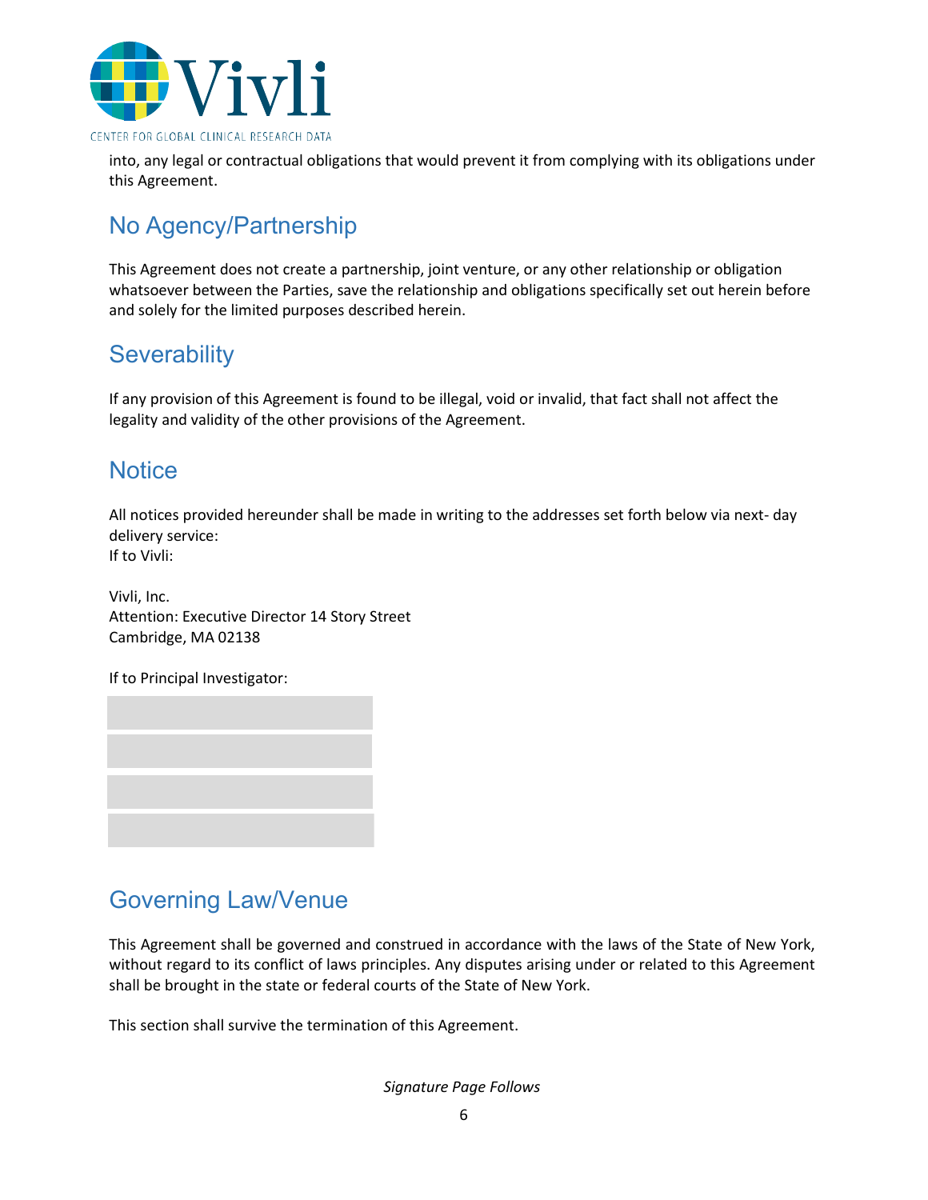into, any legal or contractual obligations that would prevent it from complying with its obligations under this Agreement.

## No Agency/Partnership

This Agreement does not create a partnership, joint venture, or any other relationship or obligation whatsoever between the Parties, save the relationship and obligations specifically set out herein before and solely for the limited purposes described herein.

## Severability

If any provision of this Agreement is found to be illegal, void or invalid, that fact shall not affect the legality and validity of the other provisions of the Agreement.

## Notice

All notices provided hereunder shall be made in writing to the addresses set forth below via next- day delivery service:
If to Vivli:

Vivli, Inc.
Attention: Executive Director 14 Story Street
Cambridge, MA 02138

If to Principal Investigator:

## Governing Law/Venue

This Agreement shall be governed and construed in accordance with the laws of the State of New York, without regard to its conflict of laws principles. Any disputes arising under or related to this Agreement shall be brought in the state or federal courts of the State of New York.

This section shall survive the termination of this Agreement.

*Signature Page Follows*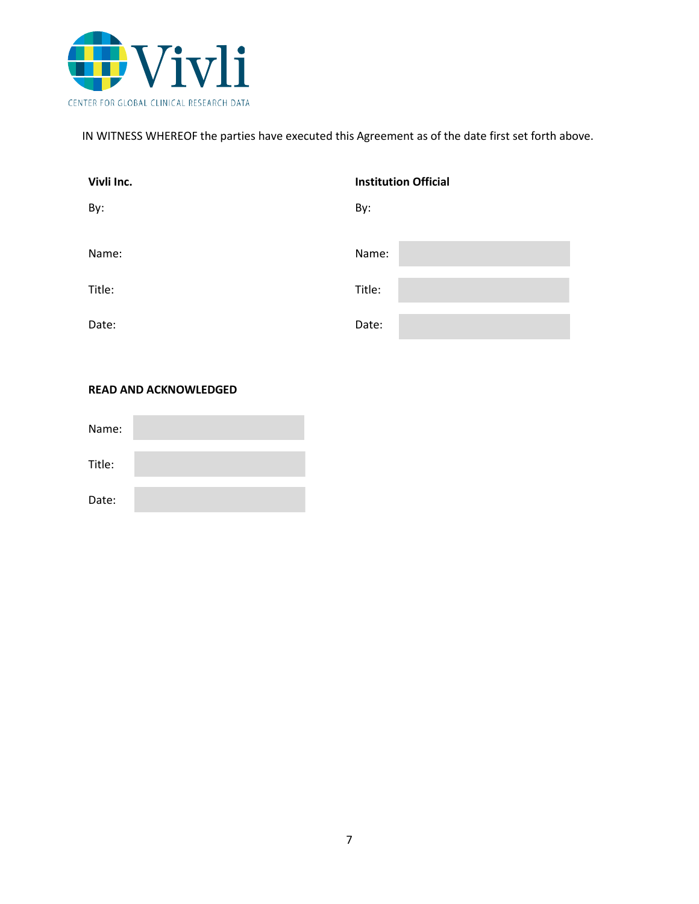IN WITNESS WHEREOF the parties have executed this Agreement as of the date first set forth above.

| **Vivli Inc.** | **Institution Official** |
| --- | --- |
| By: | By: |
| Name: | Name: |
| Title: | Title: |
| Date: | Date: |

**READ AND ACKNOWLEDGED**

Name:

Title:

Date: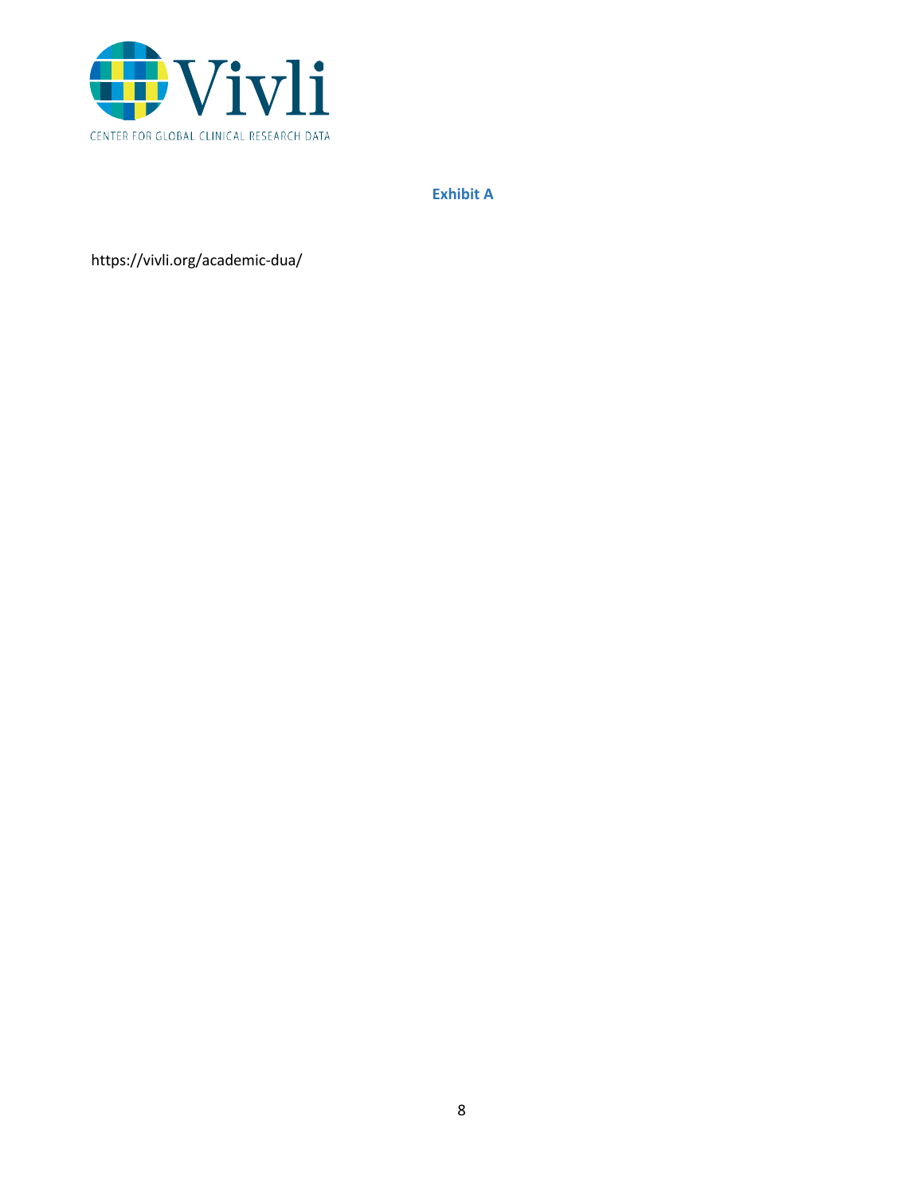## Exhibit A

https://vivli.org/academic-dua/